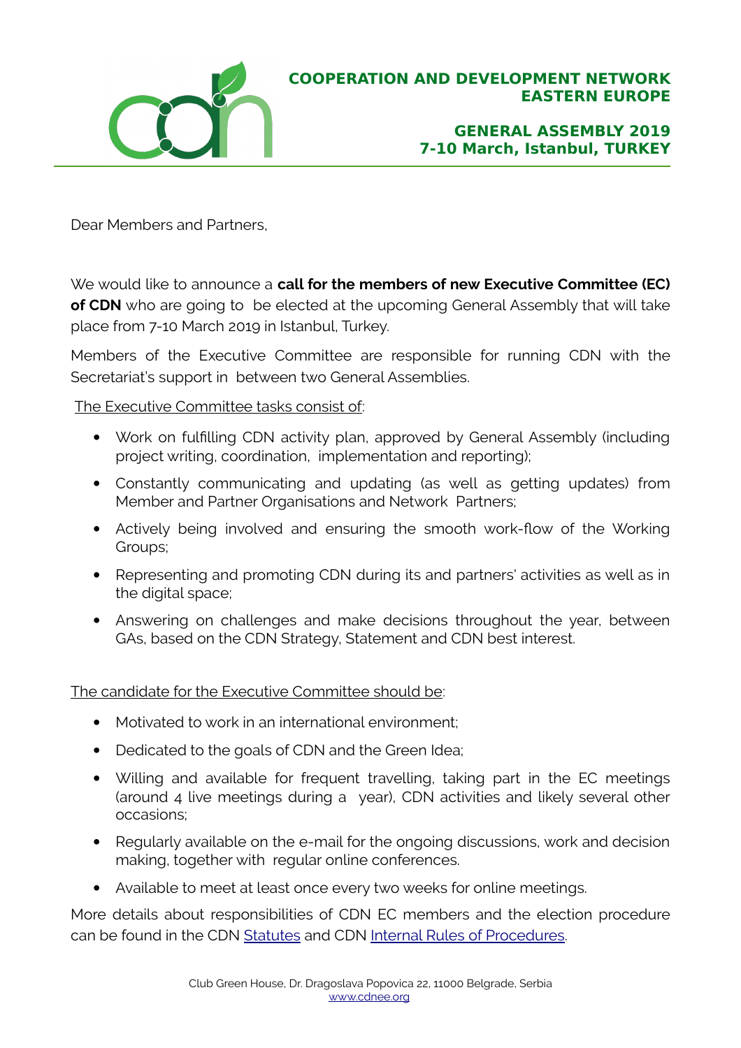**COOPERATION AND DEVELOPMENT NETWORK EASTERN EUROPE**

**GENERAL ASSEMBLY 2019**
**7-10 March, Istanbul, TURKEY**

Dear Members and Partners,

We would like to announce a **call for the members of new Executive Committee (EC) of CDN** who are going to be elected at the upcoming General Assembly that will take place from 7-10 March 2019 in Istanbul, Turkey.

Members of the Executive Committee are responsible for running CDN with the Secretariat's support in between two General Assemblies.

<u>The Executive Committee tasks consist of</u>:

- Work on fulfilling CDN activity plan, approved by General Assembly (including project writing, coordination, implementation and reporting);
- Constantly communicating and updating (as well as getting updates) from Member and Partner Organisations and Network Partners;
- Actively being involved and ensuring the smooth work-flow of the Working Groups;
- Representing and promoting CDN during its and partners' activities as well as in the digital space;
- Answering on challenges and make decisions throughout the year, between GAs, based on the CDN Strategy, Statement and CDN best interest.

<u>The candidate for the Executive Committee should be</u>:

- Motivated to work in an international environment;
- Dedicated to the goals of CDN and the Green Idea;
- Willing and available for frequent travelling, taking part in the EC meetings (around 4 live meetings during a year), CDN activities and likely several other occasions;
- Regularly available on the e-mail for the ongoing discussions, work and decision making, together with regular online conferences.
- Available to meet at least once every two weeks for online meetings.

More details about responsibilities of CDN EC members and the election procedure can be found in the CDN Statutes and CDN Internal Rules of Procedures.

Club Green House, Dr. Dragoslava Popovica 22, 11000 Belgrade, Serbia
www.cdnee.org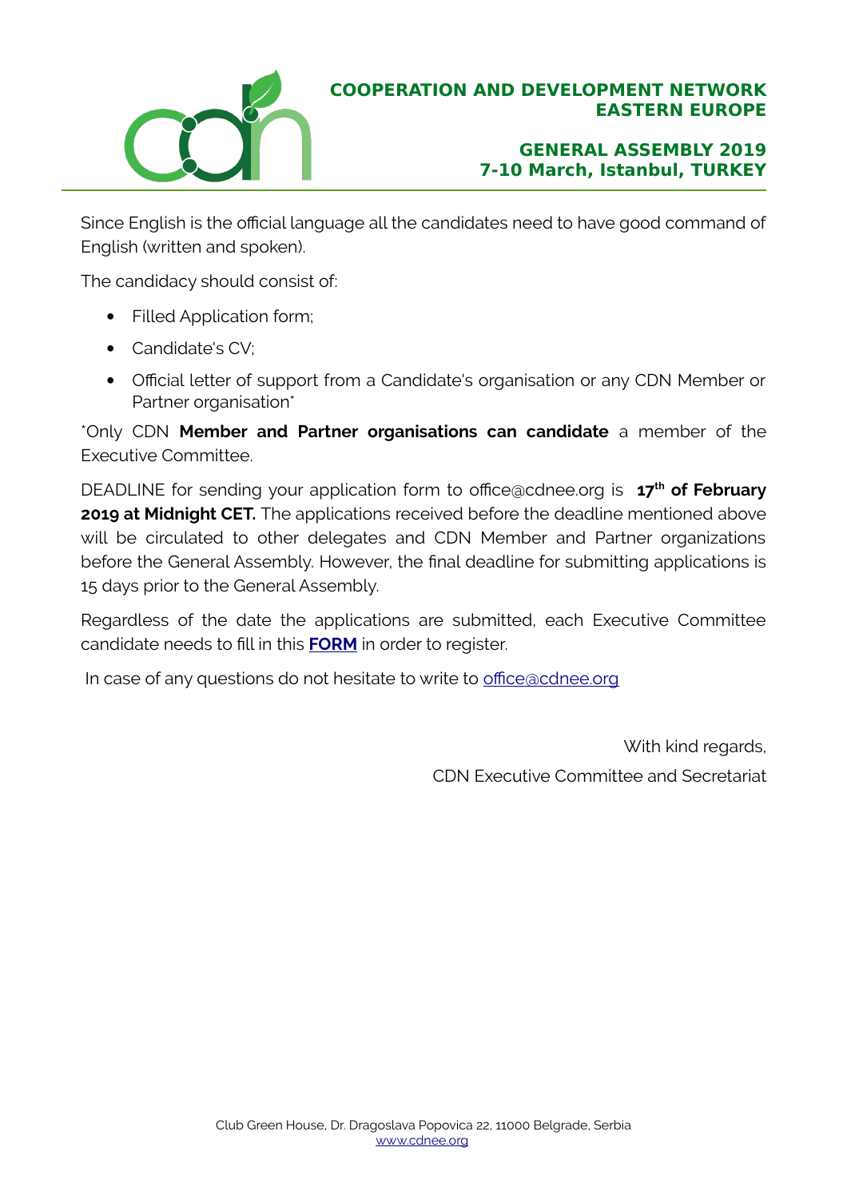Since English is the official language all the candidates need to have good command of English (written and spoken).

The candidacy should consist of:

- Filled Application form;
- Candidate's CV;
- Official letter of support from a Candidate's organisation or any CDN Member or Partner organisation*

*Only CDN **Member and Partner organisations can candidate** a member of the Executive Committee.

DEADLINE for sending your application form to office@cdnee.org is **17th of February 2019 at Midnight CET.** The applications received before the deadline mentioned above will be circulated to other delegates and CDN Member and Partner organizations before the General Assembly. However, the final deadline for submitting applications is 15 days prior to the General Assembly.

Regardless of the date the applications are submitted, each Executive Committee candidate needs to fill in this **FORM** in order to register.

In case of any questions do not hesitate to write to office@cdnee.org

With kind regards,

CDN Executive Committee and Secretariat